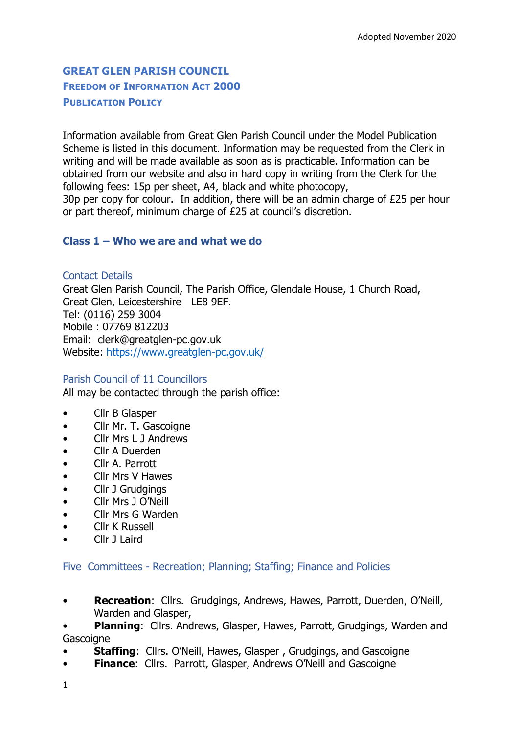Adopted November 2020

# GREAT GLEN PARISH COUNCIL
## FREEDOM OF INFORMATION ACT 2000
## PUBLICATION POLICY

Information available from Great Glen Parish Council under the Model Publication Scheme is listed in this document. Information may be requested from the Clerk in writing and will be made available as soon as is practicable. Information can be obtained from our website and also in hard copy in writing from the Clerk for the following fees: 15p per sheet, A4, black and white photocopy,
30p per copy for colour. In addition, there will be an admin charge of £25 per hour or part thereof, minimum charge of £25 at council's discretion.

## Class 1 – Who we are and what we do

### Contact Details

Great Glen Parish Council, The Parish Office, Glendale House, 1 Church Road, Great Glen, Leicestershire LE8 9EF.
Tel: (0116) 259 3004
Mobile : 07769 812203
Email: clerk@greatglen-pc.gov.uk
Website: https://www.greatglen-pc.gov.uk/

### Parish Council of 11 Councillors

All may be contacted through the parish office:

- Cllr B Glasper
- Cllr Mr. T. Gascoigne
- Cllr Mrs L J Andrews
- Cllr A Duerden
- Cllr A. Parrott
- Cllr Mrs V Hawes
- Cllr J Grudgings
- Cllr Mrs J O'Neill
- Cllr Mrs G Warden
- Cllr K Russell
- Cllr J Laird

### Five Committees - Recreation; Planning; Staffing; Finance and Policies

- **Recreation**: Cllrs. Grudgings, Andrews, Hawes, Parrott, Duerden, O'Neill, Warden and Glasper,
- **Planning**: Cllrs. Andrews, Glasper, Hawes, Parrott, Grudgings, Warden and Gascoigne
- **Staffing**: Cllrs. O'Neill, Hawes, Glasper , Grudgings, and Gascoigne
- **Finance**: Cllrs. Parrott, Glasper, Andrews O'Neill and Gascoigne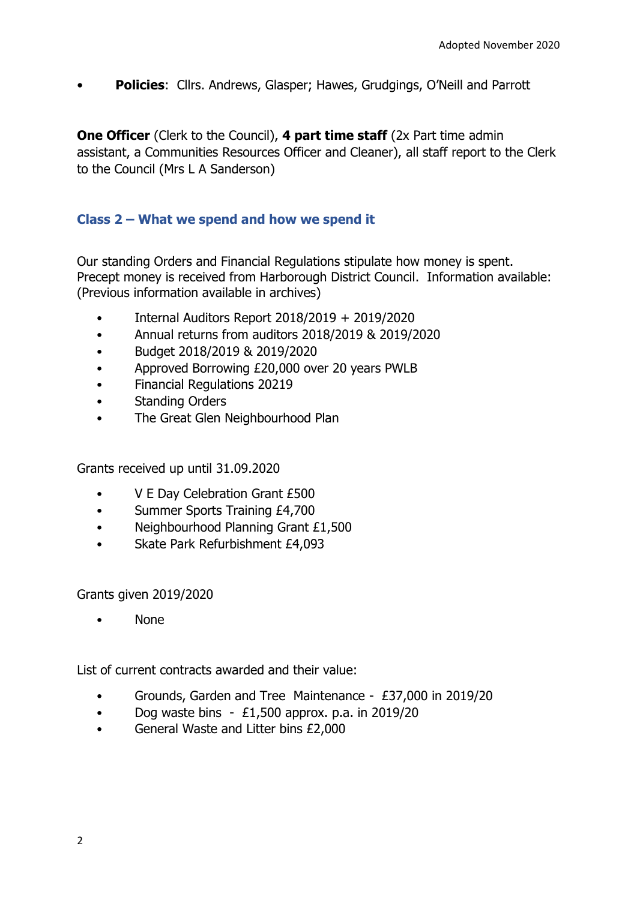- **Policies**: Cllrs. Andrews, Glasper; Hawes, Grudgings, O'Neill and Parrott

**One Officer** (Clerk to the Council), **4 part time staff** (2x Part time admin assistant, a Communities Resources Officer and Cleaner), all staff report to the Clerk to the Council (Mrs L A Sanderson)

## Class 2 – What we spend and how we spend it

Our standing Orders and Financial Regulations stipulate how money is spent. Precept money is received from Harborough District Council. Information available: (Previous information available in archives)

- Internal Auditors Report 2018/2019 + 2019/2020
- Annual returns from auditors 2018/2019 & 2019/2020
- Budget 2018/2019 & 2019/2020
- Approved Borrowing £20,000 over 20 years PWLB
- Financial Regulations 20219
- Standing Orders
- The Great Glen Neighbourhood Plan

Grants received up until 31.09.2020

- V E Day Celebration Grant £500
- Summer Sports Training £4,700
- Neighbourhood Planning Grant £1,500
- Skate Park Refurbishment £4,093

Grants given 2019/2020

- None

List of current contracts awarded and their value:

- Grounds, Garden and Tree Maintenance - £37,000 in 2019/20
- Dog waste bins - £1,500 approx. p.a. in 2019/20
- General Waste and Litter bins £2,000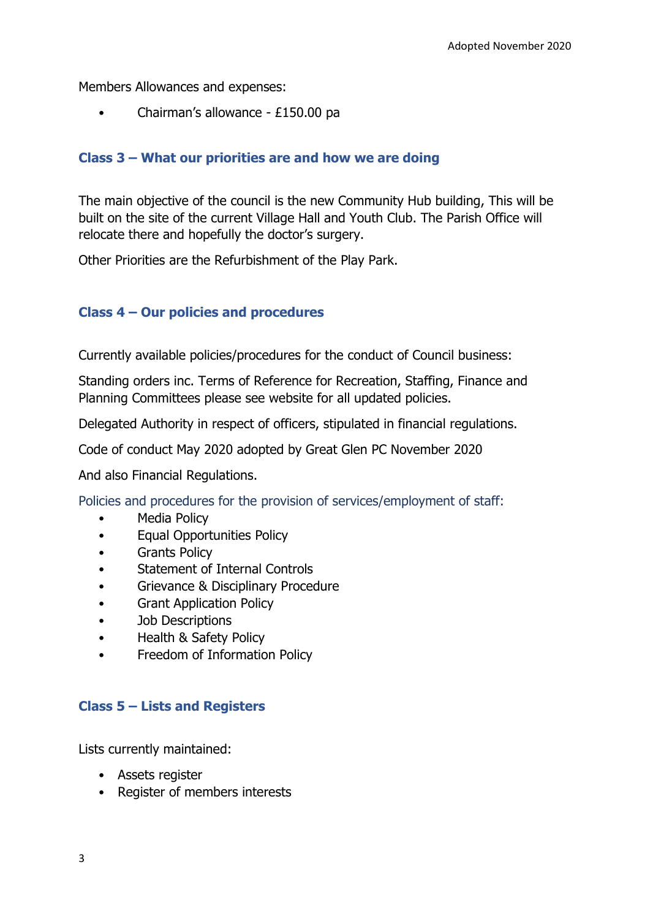Members Allowances and expenses:

- Chairman's allowance - £150.00 pa

## Class 3 – What our priorities are and how we are doing

The main objective of the council is the new Community Hub building, This will be built on the site of the current Village Hall and Youth Club. The Parish Office will relocate there and hopefully the doctor's surgery.

Other Priorities are the Refurbishment of the Play Park.

## Class 4 – Our policies and procedures

Currently available policies/procedures for the conduct of Council business:

Standing orders inc. Terms of Reference for Recreation, Staffing, Finance and Planning Committees please see website for all updated policies.

Delegated Authority in respect of officers, stipulated in financial regulations.

Code of conduct May 2020 adopted by Great Glen PC November 2020

And also Financial Regulations.

Policies and procedures for the provision of services/employment of staff:

- Media Policy
- Equal Opportunities Policy
- Grants Policy
- Statement of Internal Controls
- Grievance & Disciplinary Procedure
- Grant Application Policy
- Job Descriptions
- Health & Safety Policy
- Freedom of Information Policy

## Class 5 – Lists and Registers

Lists currently maintained:

- Assets register
- Register of members interests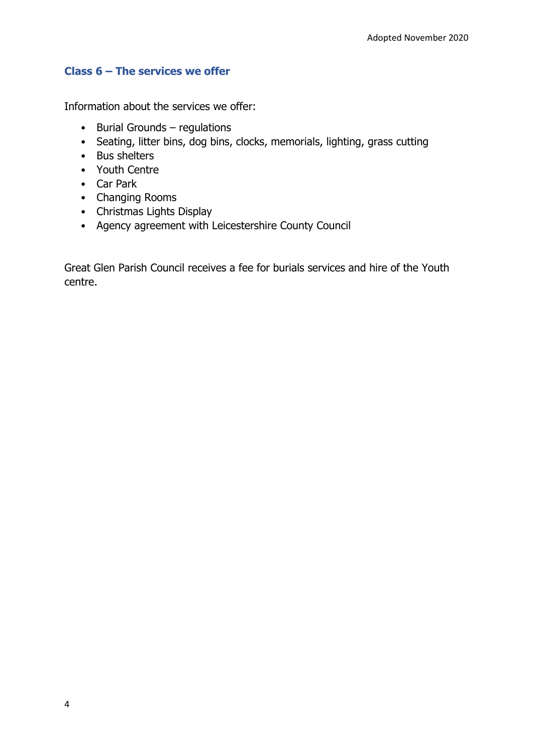## Class 6 – The services we offer

Information about the services we offer:

- Burial Grounds – regulations
- Seating, litter bins, dog bins, clocks, memorials, lighting, grass cutting
- Bus shelters
- Youth Centre
- Car Park
- Changing Rooms
- Christmas Lights Display
- Agency agreement with Leicestershire County Council

Great Glen Parish Council receives a fee for burials services and hire of the Youth centre.